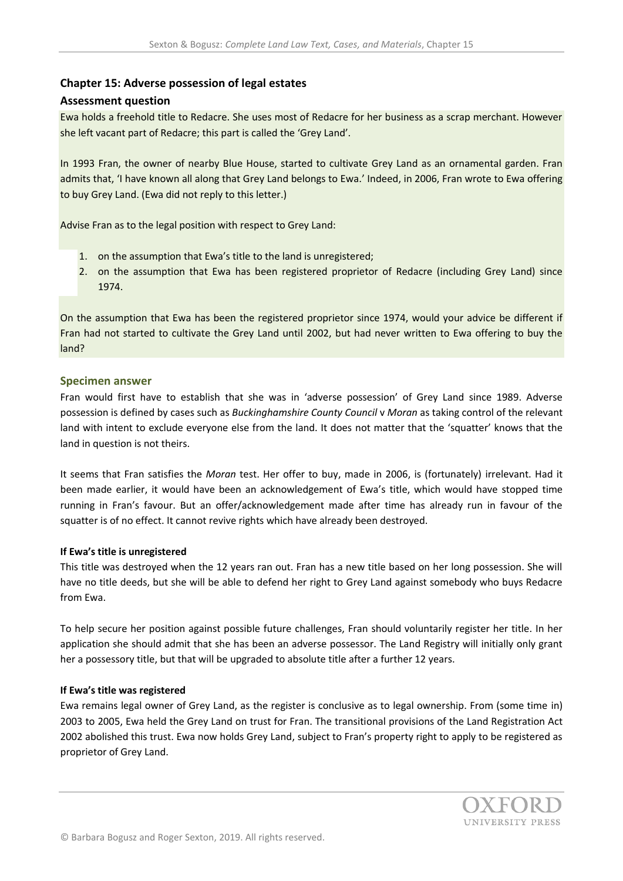## Chapter 15: Adverse possession of legal estates

### Assessment question

Ewa holds a freehold title to Redacre. She uses most of Redacre for her business as a scrap merchant. However she left vacant part of Redacre; this part is called the 'Grey Land'.

In 1993 Fran, the owner of nearby Blue House, started to cultivate Grey Land as an ornamental garden. Fran admits that, 'I have known all along that Grey Land belongs to Ewa.' Indeed, in 2006, Fran wrote to Ewa offering to buy Grey Land. (Ewa did not reply to this letter.)

Advise Fran as to the legal position with respect to Grey Land:

1. on the assumption that Ewa's title to the land is unregistered;
2. on the assumption that Ewa has been registered proprietor of Redacre (including Grey Land) since 1974.

On the assumption that Ewa has been the registered proprietor since 1974, would your advice be different if Fran had not started to cultivate the Grey Land until 2002, but had never written to Ewa offering to buy the land?

### Specimen answer

Fran would first have to establish that she was in 'adverse possession' of Grey Land since 1989. Adverse possession is defined by cases such as *Buckinghamshire County Council* v *Moran* as taking control of the relevant land with intent to exclude everyone else from the land. It does not matter that the 'squatter' knows that the land in question is not theirs.

It seems that Fran satisfies the *Moran* test. Her offer to buy, made in 2006, is (fortunately) irrelevant. Had it been made earlier, it would have been an acknowledgement of Ewa's title, which would have stopped time running in Fran's favour. But an offer/acknowledgement made after time has already run in favour of the squatter is of no effect. It cannot revive rights which have already been destroyed.

**If Ewa's title is unregistered**

This title was destroyed when the 12 years ran out. Fran has a new title based on her long possession. She will have no title deeds, but she will be able to defend her right to Grey Land against somebody who buys Redacre from Ewa.

To help secure her position against possible future challenges, Fran should voluntarily register her title. In her application she should admit that she has been an adverse possessor. The Land Registry will initially only grant her a possessory title, but that will be upgraded to absolute title after a further 12 years.

**If Ewa's title was registered**

Ewa remains legal owner of Grey Land, as the register is conclusive as to legal ownership. From (some time in) 2003 to 2005, Ewa held the Grey Land on trust for Fran. The transitional provisions of the Land Registration Act 2002 abolished this trust. Ewa now holds Grey Land, subject to Fran's property right to apply to be registered as proprietor of Grey Land.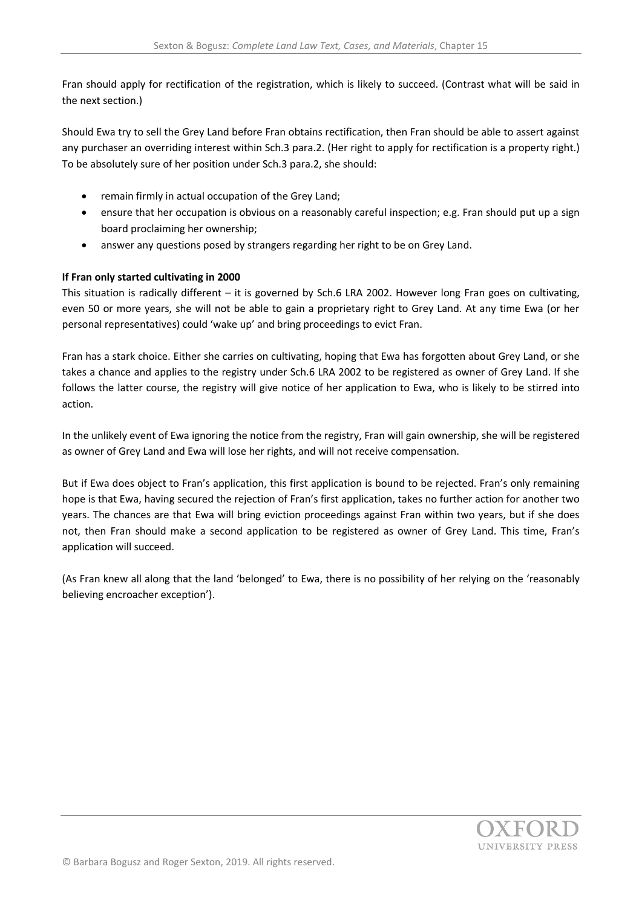Fran should apply for rectification of the registration, which is likely to succeed. (Contrast what will be said in the next section.)

Should Ewa try to sell the Grey Land before Fran obtains rectification, then Fran should be able to assert against any purchaser an overriding interest within Sch.3 para.2. (Her right to apply for rectification is a property right.) To be absolutely sure of her position under Sch.3 para.2, she should:

- remain firmly in actual occupation of the Grey Land;
- ensure that her occupation is obvious on a reasonably careful inspection; e.g. Fran should put up a sign board proclaiming her ownership;
- answer any questions posed by strangers regarding her right to be on Grey Land.

**If Fran only started cultivating in 2000**

This situation is radically different – it is governed by Sch.6 LRA 2002. However long Fran goes on cultivating, even 50 or more years, she will not be able to gain a proprietary right to Grey Land. At any time Ewa (or her personal representatives) could 'wake up' and bring proceedings to evict Fran.

Fran has a stark choice. Either she carries on cultivating, hoping that Ewa has forgotten about Grey Land, or she takes a chance and applies to the registry under Sch.6 LRA 2002 to be registered as owner of Grey Land. If she follows the latter course, the registry will give notice of her application to Ewa, who is likely to be stirred into action.

In the unlikely event of Ewa ignoring the notice from the registry, Fran will gain ownership, she will be registered as owner of Grey Land and Ewa will lose her rights, and will not receive compensation.

But if Ewa does object to Fran's application, this first application is bound to be rejected. Fran's only remaining hope is that Ewa, having secured the rejection of Fran's first application, takes no further action for another two years. The chances are that Ewa will bring eviction proceedings against Fran within two years, but if she does not, then Fran should make a second application to be registered as owner of Grey Land. This time, Fran's application will succeed.

(As Fran knew all along that the land 'belonged' to Ewa, there is no possibility of her relying on the 'reasonably believing encroacher exception').